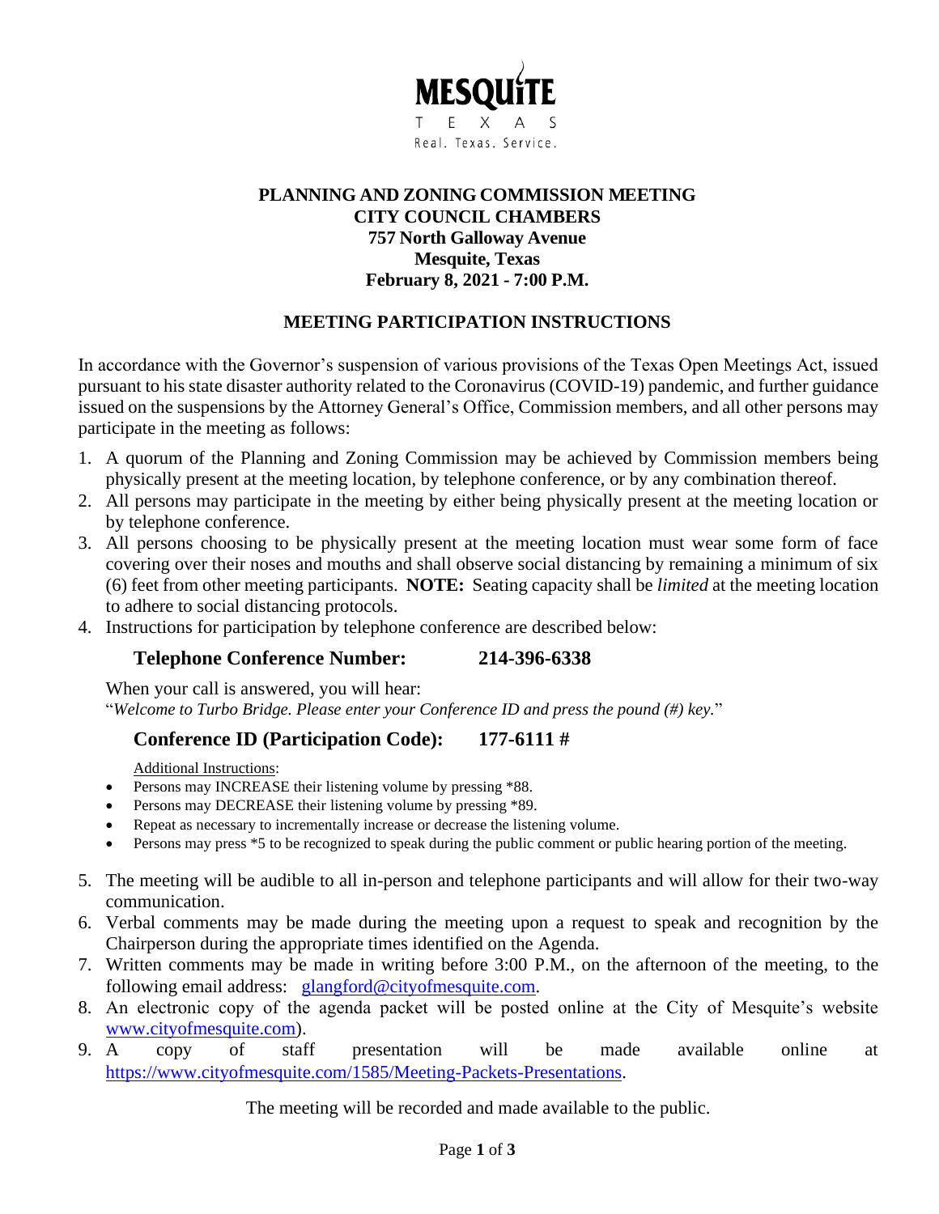MESQUITE
TEXAS
Real. Texas. Service.

**PLANNING AND ZONING COMMISSION MEETING**
**CITY COUNCIL CHAMBERS**
**757 North Galloway Avenue**
**Mesquite, Texas**
**February 8, 2021 - 7:00 P.M.**

## MEETING PARTICIPATION INSTRUCTIONS

In accordance with the Governor's suspension of various provisions of the Texas Open Meetings Act, issued pursuant to his state disaster authority related to the Coronavirus (COVID-19) pandemic, and further guidance issued on the suspensions by the Attorney General's Office, Commission members, and all other persons may participate in the meeting as follows:

1. A quorum of the Planning and Zoning Commission may be achieved by Commission members being physically present at the meeting location, by telephone conference, or by any combination thereof.
2. All persons may participate in the meeting by either being physically present at the meeting location or by telephone conference.
3. All persons choosing to be physically present at the meeting location must wear some form of face covering over their noses and mouths and shall observe social distancing by remaining a minimum of six (6) feet from other meeting participants. **NOTE:** Seating capacity shall be *limited* at the meeting location to adhere to social distancing protocols.
4. Instructions for participation by telephone conference are described below:

   **Telephone Conference Number: 214-396-6338**

   When your call is answered, you will hear:
   "*Welcome to Turbo Bridge. Please enter your Conference ID and press the pound (#) key.*"

   **Conference ID (Participation Code): 177-6111 #**

   Additional Instructions:
   - Persons may INCREASE their listening volume by pressing *88.
   - Persons may DECREASE their listening volume by pressing *89.
   - Repeat as necessary to incrementally increase or decrease the listening volume.
   - Persons may press *5 to be recognized to speak during the public comment or public hearing portion of the meeting.

5. The meeting will be audible to all in-person and telephone participants and will allow for their two-way communication.
6. Verbal comments may be made during the meeting upon a request to speak and recognition by the Chairperson during the appropriate times identified on the Agenda.
7. Written comments may be made in writing before 3:00 P.M., on the afternoon of the meeting, to the following email address: glangford@cityofmesquite.com.
8. An electronic copy of the agenda packet will be posted online at the City of Mesquite's website www.cityofmesquite.com).
9. A copy of staff presentation will be made available online at https://www.cityofmesquite.com/1585/Meeting-Packets-Presentations.

The meeting will be recorded and made available to the public.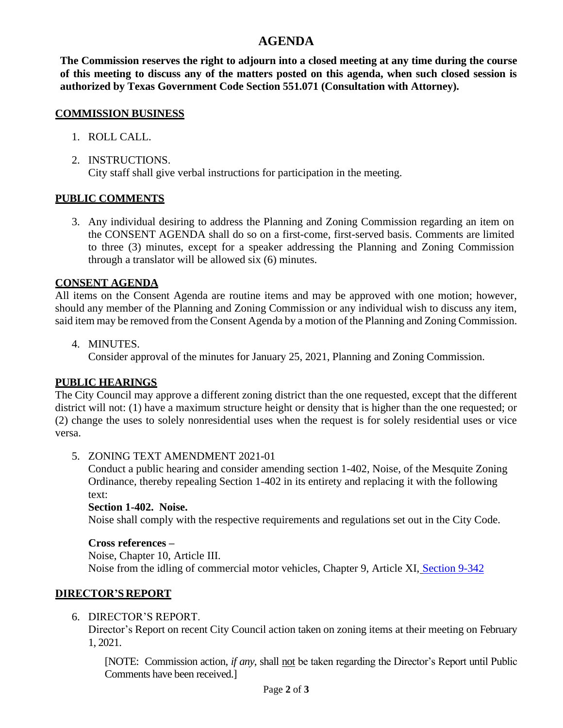# AGENDA

**The Commission reserves the right to adjourn into a closed meeting at any time during the course of this meeting to discuss any of the matters posted on this agenda, when such closed session is authorized by Texas Government Code Section 551.071 (Consultation with Attorney).**

## COMMISSION BUSINESS

1. ROLL CALL.
2. INSTRUCTIONS.
   City staff shall give verbal instructions for participation in the meeting.

## PUBLIC COMMENTS

3. Any individual desiring to address the Planning and Zoning Commission regarding an item on the CONSENT AGENDA shall do so on a first-come, first-served basis. Comments are limited to three (3) minutes, except for a speaker addressing the Planning and Zoning Commission through a translator will be allowed six (6) minutes.

## CONSENT AGENDA

All items on the Consent Agenda are routine items and may be approved with one motion; however, should any member of the Planning and Zoning Commission or any individual wish to discuss any item, said item may be removed from the Consent Agenda by a motion of the Planning and Zoning Commission.

4. MINUTES.
   Consider approval of the minutes for January 25, 2021, Planning and Zoning Commission.

## PUBLIC HEARINGS

The City Council may approve a different zoning district than the one requested, except that the different district will not: (1) have a maximum structure height or density that is higher than the one requested; or (2) change the uses to solely nonresidential uses when the request is for solely residential uses or vice versa.

5. ZONING TEXT AMENDMENT 2021-01
   Conduct a public hearing and consider amending section 1-402, Noise, of the Mesquite Zoning Ordinance, thereby repealing Section 1-402 in its entirety and replacing it with the following text:

   **Section 1-402. Noise.**
   Noise shall comply with the respective requirements and regulations set out in the City Code.

   **Cross references –**
   Noise, Chapter 10, Article III.
   Noise from the idling of commercial motor vehicles, Chapter 9, Article XI, Section 9-342

## DIRECTOR'S REPORT

6. DIRECTOR'S REPORT.
   Director's Report on recent City Council action taken on zoning items at their meeting on February 1, 2021.

   [NOTE: Commission action, *if any*, shall not be taken regarding the Director's Report until Public Comments have been received.]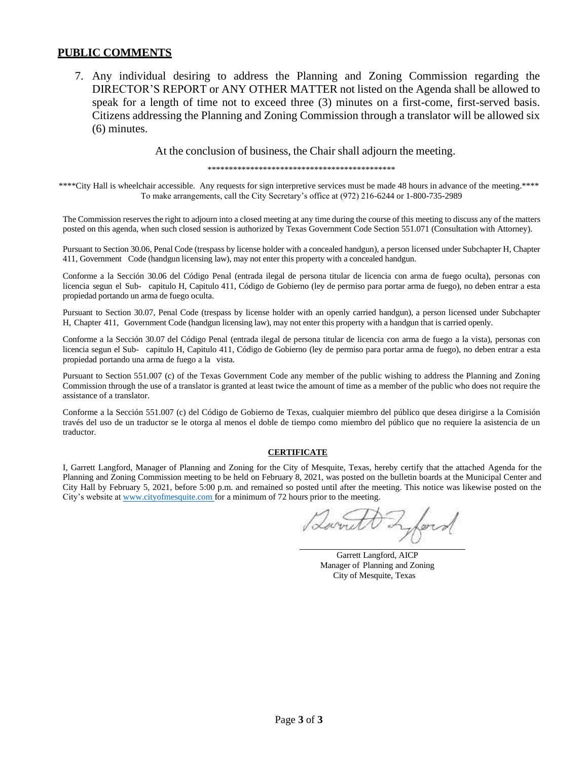## PUBLIC COMMENTS

7. Any individual desiring to address the Planning and Zoning Commission regarding the DIRECTOR'S REPORT or ANY OTHER MATTER not listed on the Agenda shall be allowed to speak for a length of time not to exceed three (3) minutes on a first-come, first-served basis. Citizens addressing the Planning and Zoning Commission through a translator will be allowed six (6) minutes.

At the conclusion of business, the Chair shall adjourn the meeting.

\*\*\*\*\*\*\*\*\*\*\*\*\*\*\*\*\*\*\*\*\*\*\*\*\*\*\*\*\*\*\*\*\*\*\*\*\*\*\*\*\*\*\*\*

\*\*\*\*City Hall is wheelchair accessible. Any requests for sign interpretive services must be made 48 hours in advance of the meeting.\*\*\*\* To make arrangements, call the City Secretary's office at (972) 216-6244 or 1-800-735-2989

The Commission reserves the right to adjourn into a closed meeting at any time during the course of this meeting to discuss any of the matters posted on this agenda, when such closed session is authorized by Texas Government Code Section 551.071 (Consultation with Attorney).

Pursuant to Section 30.06, Penal Code (trespass by license holder with a concealed handgun), a person licensed under Subchapter H, Chapter 411, Government Code (handgun licensing law), may not enter this property with a concealed handgun.

Conforme a la Sección 30.06 del Código Penal (entrada ilegal de persona titular de licencia con arma de fuego oculta), personas con licencia segun el Sub- capitulo H, Capitulo 411, Código de Gobierno (ley de permiso para portar arma de fuego), no deben entrar a esta propiedad portando un arma de fuego oculta.

Pursuant to Section 30.07, Penal Code (trespass by license holder with an openly carried handgun), a person licensed under Subchapter H, Chapter 411, Government Code (handgun licensing law), may not enter this property with a handgun that is carried openly.

Conforme a la Sección 30.07 del Código Penal (entrada ilegal de persona titular de licencia con arma de fuego a la vista), personas con licencia segun el Sub- capitulo H, Capitulo 411, Código de Gobierno (ley de permiso para portar arma de fuego), no deben entrar a esta propiedad portando una arma de fuego a la vista.

Pursuant to Section 551.007 (c) of the Texas Government Code any member of the public wishing to address the Planning and Zoning Commission through the use of a translator is granted at least twice the amount of time as a member of the public who does not require the assistance of a translator.

Conforme a la Sección 551.007 (c) del Código de Gobierno de Texas, cualquier miembro del público que desea dirigirse a la Comisión través del uso de un traductor se le otorga al menos el doble de tiempo como miembro del público que no requiere la asistencia de un traductor.

**CERTIFICATE**

I, Garrett Langford, Manager of Planning and Zoning for the City of Mesquite, Texas, hereby certify that the attached Agenda for the Planning and Zoning Commission meeting to be held on February 8, 2021, was posted on the bulletin boards at the Municipal Center and City Hall by February 5, 2021, before 5:00 p.m. and remained so posted until after the meeting. This notice was likewise posted on the City's website at www.cityofmesquite.com for a minimum of 72 hours prior to the meeting.

Garrett Langford, AICP
Manager of Planning and Zoning
City of Mesquite, Texas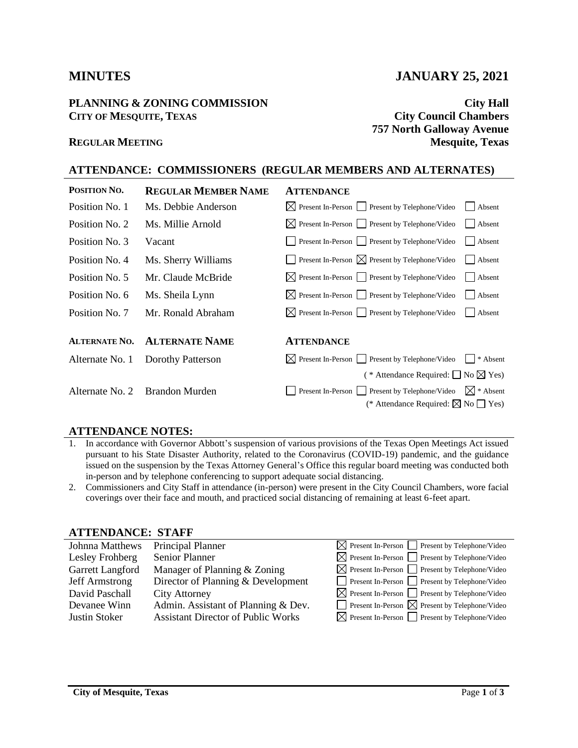# MINUTES — JANUARY 25, 2021

**PLANNING & ZONING COMMISSION**
**CITY OF MESQUITE, TEXAS**

**REGULAR MEETING**

**City Hall**
**City Council Chambers**
**757 North Galloway Avenue**
**Mesquite, Texas**

## ATTENDANCE: COMMISSIONERS (REGULAR MEMBERS AND ALTERNATES)

| POSITION NO. | REGULAR MEMBER NAME | ATTENDANCE |
|---|---|---|
| Position No. 1 | Ms. Debbie Anderson | ☒ Present In-Person ☐ Present by Telephone/Video ☐ Absent |
| Position No. 2 | Ms. Millie Arnold | ☒ Present In-Person ☐ Present by Telephone/Video ☐ Absent |
| Position No. 3 | Vacant | ☐ Present In-Person ☐ Present by Telephone/Video ☐ Absent |
| Position No. 4 | Ms. Sherry Williams | ☐ Present In-Person ☒ Present by Telephone/Video ☐ Absent |
| Position No. 5 | Mr. Claude McBride | ☒ Present In-Person ☐ Present by Telephone/Video ☐ Absent |
| Position No. 6 | Ms. Sheila Lynn | ☒ Present In-Person ☐ Present by Telephone/Video ☐ Absent |
| Position No. 7 | Mr. Ronald Abraham | ☒ Present In-Person ☐ Present by Telephone/Video ☐ Absent |

| ALTERNATE NO. | ALTERNATE NAME | ATTENDANCE |
|---|---|---|
| Alternate No. 1 | Dorothy Patterson | ☒ Present In-Person ☐ Present by Telephone/Video ☐ * Absent<br>( * Attendance Required: ☐ No ☒ Yes) |
| Alternate No. 2 | Brandon Murden | ☐ Present In-Person ☐ Present by Telephone/Video ☒ * Absent<br>(* Attendance Required: ☒ No ☐ Yes) |

## ATTENDANCE NOTES:

1. In accordance with Governor Abbott's suspension of various provisions of the Texas Open Meetings Act issued pursuant to his State Disaster Authority, related to the Coronavirus (COVID-19) pandemic, and the guidance issued on the suspension by the Texas Attorney General's Office this regular board meeting was conducted both in-person and by telephone conferencing to support adequate social distancing.
2. Commissioners and City Staff in attendance (in-person) were present in the City Council Chambers, wore facial coverings over their face and mouth, and practiced social distancing of remaining at least 6-feet apart.

## ATTENDANCE: STAFF

| Name | Title | Attendance |
|---|---|---|
| Johnna Matthews | Principal Planner | ☒ Present In-Person ☐ Present by Telephone/Video |
| Lesley Frohberg | Senior Planner | ☒ Present In-Person ☐ Present by Telephone/Video |
| Garrett Langford | Manager of Planning & Zoning | ☒ Present In-Person ☐ Present by Telephone/Video |
| Jeff Armstrong | Director of Planning & Development | ☐ Present In-Person ☐ Present by Telephone/Video |
| David Paschall | City Attorney | ☒ Present In-Person ☐ Present by Telephone/Video |
| Devanee Winn | Admin. Assistant of Planning & Dev. | ☐ Present In-Person ☒ Present by Telephone/Video |
| Justin Stoker | Assistant Director of Public Works | ☒ Present In-Person ☐ Present by Telephone/Video |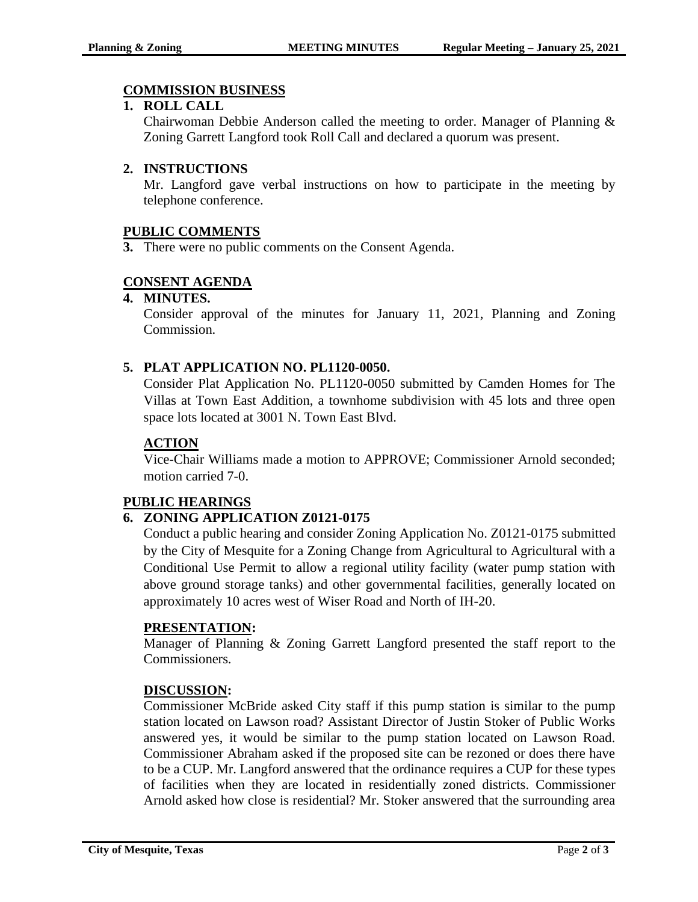## COMMISSION BUSINESS

**1. ROLL CALL**

Chairwoman Debbie Anderson called the meeting to order. Manager of Planning & Zoning Garrett Langford took Roll Call and declared a quorum was present.

**2. INSTRUCTIONS**

Mr. Langford gave verbal instructions on how to participate in the meeting by telephone conference.

## PUBLIC COMMENTS

**3.** There were no public comments on the Consent Agenda.

## CONSENT AGENDA

**4. MINUTES.**

Consider approval of the minutes for January 11, 2021, Planning and Zoning Commission.

**5. PLAT APPLICATION NO. PL1120-0050.**

Consider Plat Application No. PL1120-0050 submitted by Camden Homes for The Villas at Town East Addition, a townhome subdivision with 45 lots and three open space lots located at 3001 N. Town East Blvd.

**ACTION**

Vice-Chair Williams made a motion to APPROVE; Commissioner Arnold seconded; motion carried 7-0.

## PUBLIC HEARINGS

**6. ZONING APPLICATION Z0121-0175**

Conduct a public hearing and consider Zoning Application No. Z0121-0175 submitted by the City of Mesquite for a Zoning Change from Agricultural to Agricultural with a Conditional Use Permit to allow a regional utility facility (water pump station with above ground storage tanks) and other governmental facilities, generally located on approximately 10 acres west of Wiser Road and North of IH-20.

**PRESENTATION:**

Manager of Planning & Zoning Garrett Langford presented the staff report to the Commissioners.

**DISCUSSION:**

Commissioner McBride asked City staff if this pump station is similar to the pump station located on Lawson road? Assistant Director of Justin Stoker of Public Works answered yes, it would be similar to the pump station located on Lawson Road. Commissioner Abraham asked if the proposed site can be rezoned or does there have to be a CUP. Mr. Langford answered that the ordinance requires a CUP for these types of facilities when they are located in residentially zoned districts. Commissioner Arnold asked how close is residential? Mr. Stoker answered that the surrounding area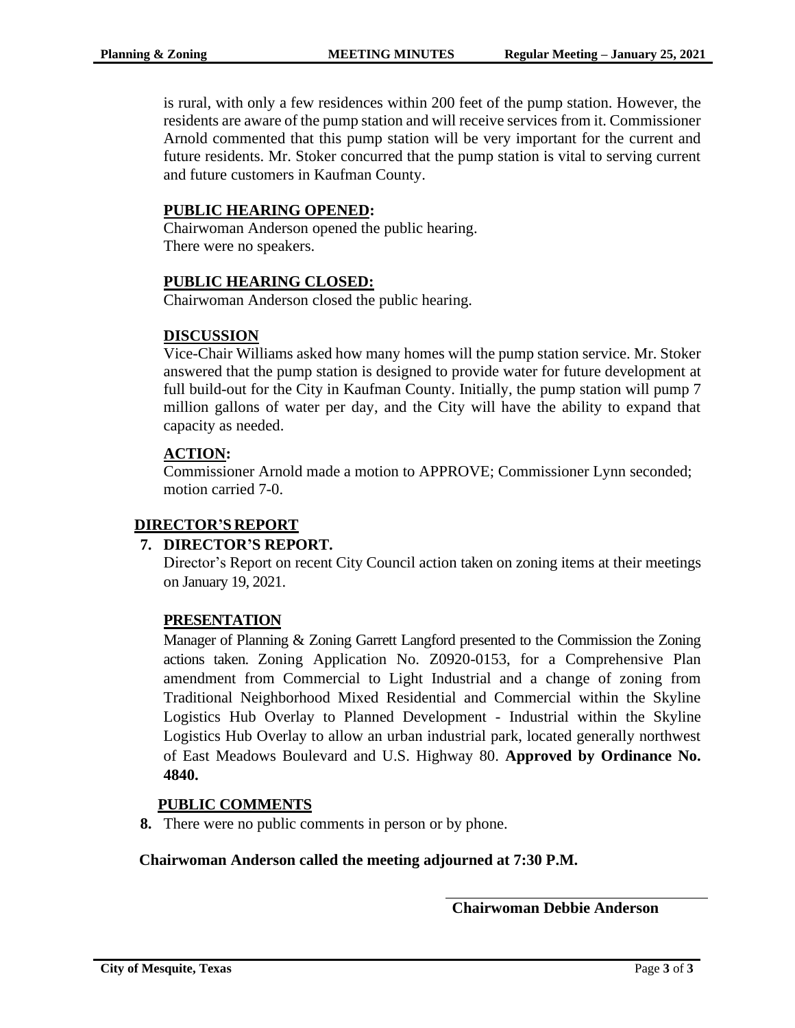is rural, with only a few residences within 200 feet of the pump station. However, the residents are aware of the pump station and will receive services from it. Commissioner Arnold commented that this pump station will be very important for the current and future residents. Mr. Stoker concurred that the pump station is vital to serving current and future customers in Kaufman County.

**PUBLIC HEARING OPENED:**
Chairwoman Anderson opened the public hearing.
There were no speakers.

**PUBLIC HEARING CLOSED:**
Chairwoman Anderson closed the public hearing.

**DISCUSSION**
Vice-Chair Williams asked how many homes will the pump station service. Mr. Stoker answered that the pump station is designed to provide water for future development at full build-out for the City in Kaufman County. Initially, the pump station will pump 7 million gallons of water per day, and the City will have the ability to expand that capacity as needed.

**ACTION:**
Commissioner Arnold made a motion to APPROVE; Commissioner Lynn seconded; motion carried 7-0.

## DIRECTOR'S REPORT

**7. DIRECTOR'S REPORT.**
Director's Report on recent City Council action taken on zoning items at their meetings on January 19, 2021.

**PRESENTATION**
Manager of Planning & Zoning Garrett Langford presented to the Commission the Zoning actions taken. Zoning Application No. Z0920-0153, for a Comprehensive Plan amendment from Commercial to Light Industrial and a change of zoning from Traditional Neighborhood Mixed Residential and Commercial within the Skyline Logistics Hub Overlay to Planned Development - Industrial within the Skyline Logistics Hub Overlay to allow an urban industrial park, located generally northwest of East Meadows Boulevard and U.S. Highway 80. **Approved by Ordinance No. 4840.**

## PUBLIC COMMENTS

**8.** There were no public comments in person or by phone.

**Chairwoman Anderson called the meeting adjourned at 7:30 P.M.**

**Chairwoman Debbie Anderson**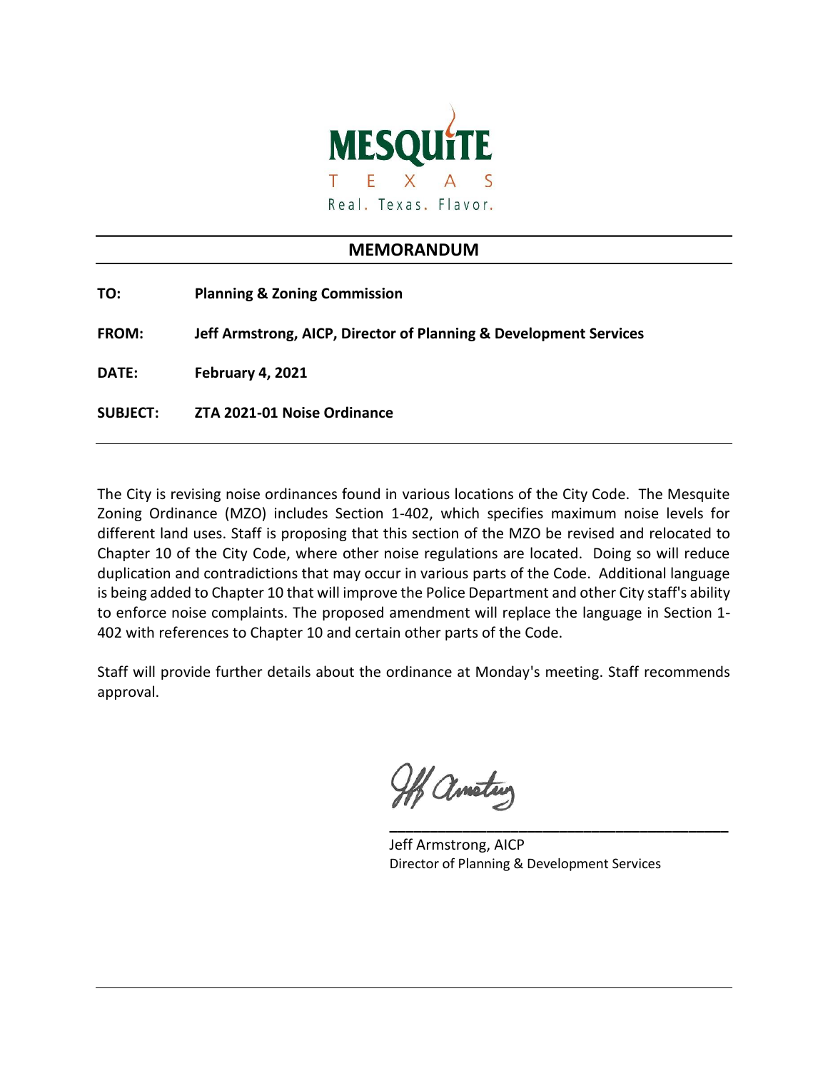MESQUITE

TEXAS

Real. Texas. Flavor.

## MEMORANDUM

**TO:** **Planning & Zoning Commission**

**FROM:** **Jeff Armstrong, AICP, Director of Planning & Development Services**

**DATE:** **February 4, 2021**

**SUBJECT:** **ZTA 2021-01 Noise Ordinance**

The City is revising noise ordinances found in various locations of the City Code. The Mesquite Zoning Ordinance (MZO) includes Section 1-402, which specifies maximum noise levels for different land uses. Staff is proposing that this section of the MZO be revised and relocated to Chapter 10 of the City Code, where other noise regulations are located. Doing so will reduce duplication and contradictions that may occur in various parts of the Code. Additional language is being added to Chapter 10 that will improve the Police Department and other City staff's ability to enforce noise complaints. The proposed amendment will replace the language in Section 1-402 with references to Chapter 10 and certain other parts of the Code.

Staff will provide further details about the ordinance at Monday's meeting. Staff recommends approval.

Jeff Armstrong, AICP
Director of Planning & Development Services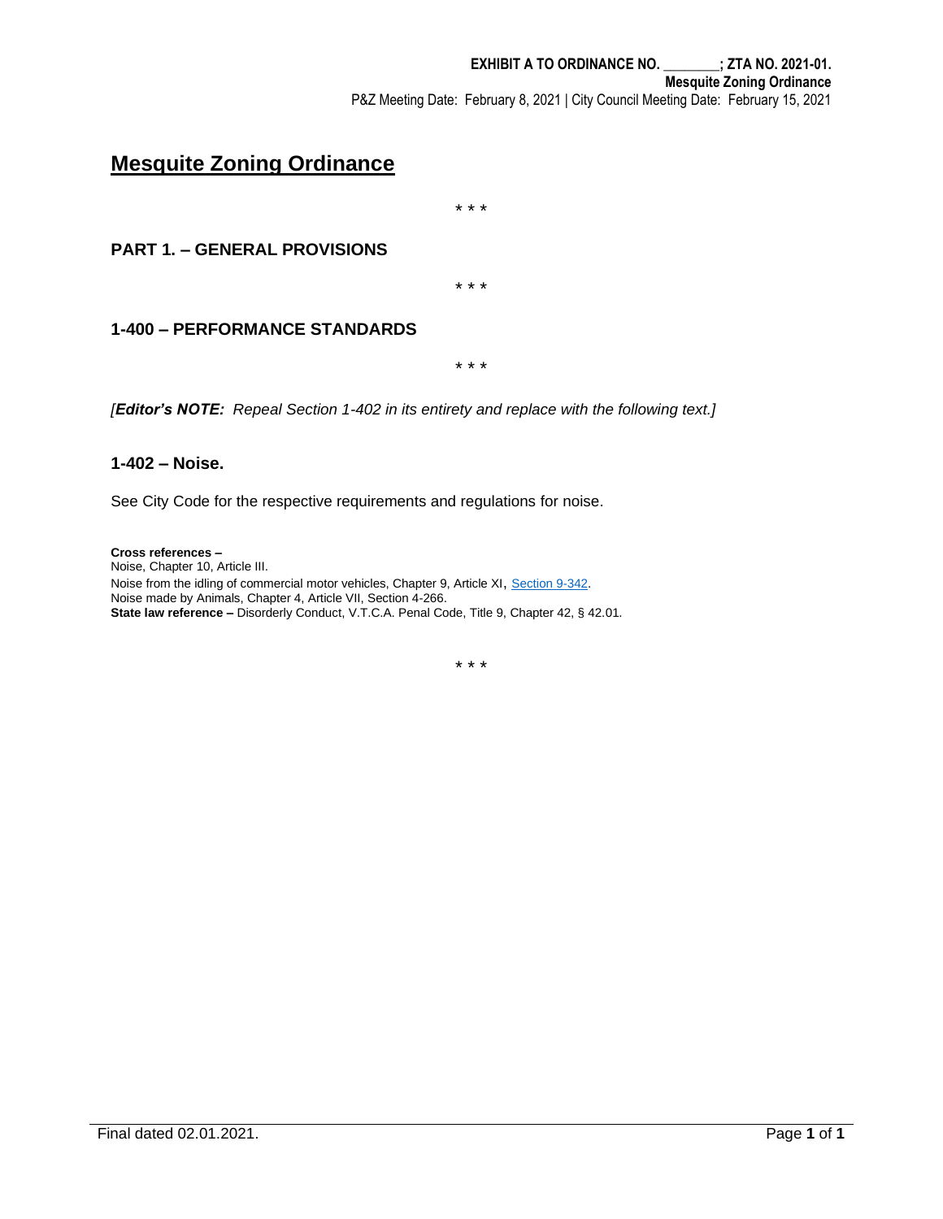**EXHIBIT A TO ORDINANCE NO. ________; ZTA NO. 2021-01.**
**Mesquite Zoning Ordinance**
P&Z Meeting Date: February 8, 2021 | City Council Meeting Date: February 15, 2021

# Mesquite Zoning Ordinance

* * *

## PART 1. – GENERAL PROVISIONS

* * *

## 1-400 – PERFORMANCE STANDARDS

* * *

*[**Editor's NOTE:** Repeal Section 1-402 in its entirety and replace with the following text.]*

### 1-402 – Noise.

See City Code for the respective requirements and regulations for noise.

**Cross references –**
Noise, Chapter 10, Article III.
Noise from the idling of commercial motor vehicles, Chapter 9, Article XI, Section 9-342.
Noise made by Animals, Chapter 4, Article VII, Section 4-266.
**State law reference –** Disorderly Conduct, V.T.C.A. Penal Code, Title 9, Chapter 42, § 42.01.

* * *

Final dated 02.01.2021.